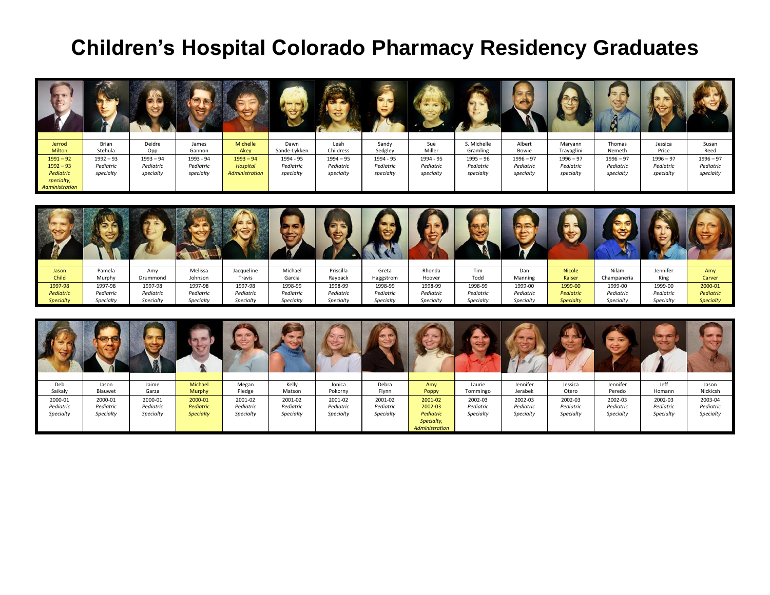# Children's Hospital Colorado Pharmacy Residency Graduates

| Jerrod Milton | Brian Stehula | Deidre Opp | James Gannon | Michelle Akey | Dawn Sande-Lykken | Leah Childress | Sandy Sedgley | Sue Miller | S. Michelle Gramling | Albert Bowie | Maryann Trayaglini | Thomas Nemeth | Jessica Price | Susan Reed |
|---|---|---|---|---|---|---|---|---|---|---|---|---|---|---|
| 1991 – 92<br>1992 – 93<br>*Pediatric specialty, Administration* | 1992 – 93<br>*Pediatric specialty* | 1993 – 94<br>*Pediatric specialty* | 1993 - 94<br>*Pediatric specialty* | 1993 – 94<br>*Hospital Administration* | 1994 - 95<br>*Pediatric specialty* | 1994 – 95<br>*Pediatric specialty* | 1994 - 95<br>*Pediatric specialty* | 1994 - 95<br>*Pediatric specialty* | 1995 – 96<br>*Pediatric specialty* | 1996 – 97<br>*Pediatric specialty* | 1996 – 97<br>*Pediatric specialty* | 1996 – 97<br>*Pediatric specialty* | 1996 – 97<br>*Pediatric specialty* | 1996 – 97<br>*Pediatric specialty* |

| Jason Child | Pamela Murphy | Amy Drummond | Melissa Johnson | Jacqueline Travis | Michael Garcia | Priscilla Rayback | Greta Haggstrom | Rhonda Hoover | Tim Todd | Dan Manning | Nicole Kaiser | Nilam Champaneria | Jennifer King | Amy Carver |
|---|---|---|---|---|---|---|---|---|---|---|---|---|---|---|
| 1997-98<br>*Pediatric Specialty* | 1997-98<br>*Pediatric Specialty* | 1997-98<br>*Pediatric Specialty* | 1997-98<br>*Pediatric Specialty* | 1997-98<br>*Pediatric Specialty* | 1998-99<br>*Pediatric Specialty* | 1998-99<br>*Pediatric Specialty* | 1998-99<br>*Pediatric Specialty* | 1998-99<br>*Pediatric Specialty* | 1998-99<br>*Pediatric Specialty* | 1999-00<br>*Pediatric Specialty* | 1999-00<br>*Pediatric Specialty* | 1999-00<br>*Pediatric Specialty* | 1999-00<br>*Pediatric Specialty* | 2000-01<br>*Pediatric Specialty* |

| Deb Saikaly | Jason Blauwet | Jaime Garza | Michael Murphy | Megan Pledge | Kelly Matson | Jonica Pokorny | Debra Flynn | Amy Poppy | Laurie Tommingo | Jennifer Jerabek | Jessica Otero | Jennifer Peredo | Jeff Homann | Jason Nickicsh |
|---|---|---|---|---|---|---|---|---|---|---|---|---|---|---|
| 2000-01<br>*Pediatric Specialty* | 2000-01<br>*Pediatric Specialty* | 2000-01<br>*Pediatric Specialty* | 2000-01<br>*Pediatric Specialty* | 2001-02<br>*Pediatric Specialty* | 2001-02<br>*Pediatric Specialty* | 2001-02<br>*Pediatric Specialty* | 2001-02<br>*Pediatric Specialty* | 2001-02<br>2002-03<br>*Pediatric Specialty, Administration* | 2002-03<br>*Pediatric Specialty* | 2002-03<br>*Pediatric Specialty* | 2002-03<br>*Pediatric Specialty* | 2002-03<br>*Pediatric Specialty* | 2002-03<br>*Pediatric Specialty* | 2003-04<br>*Pediatric Specialty* |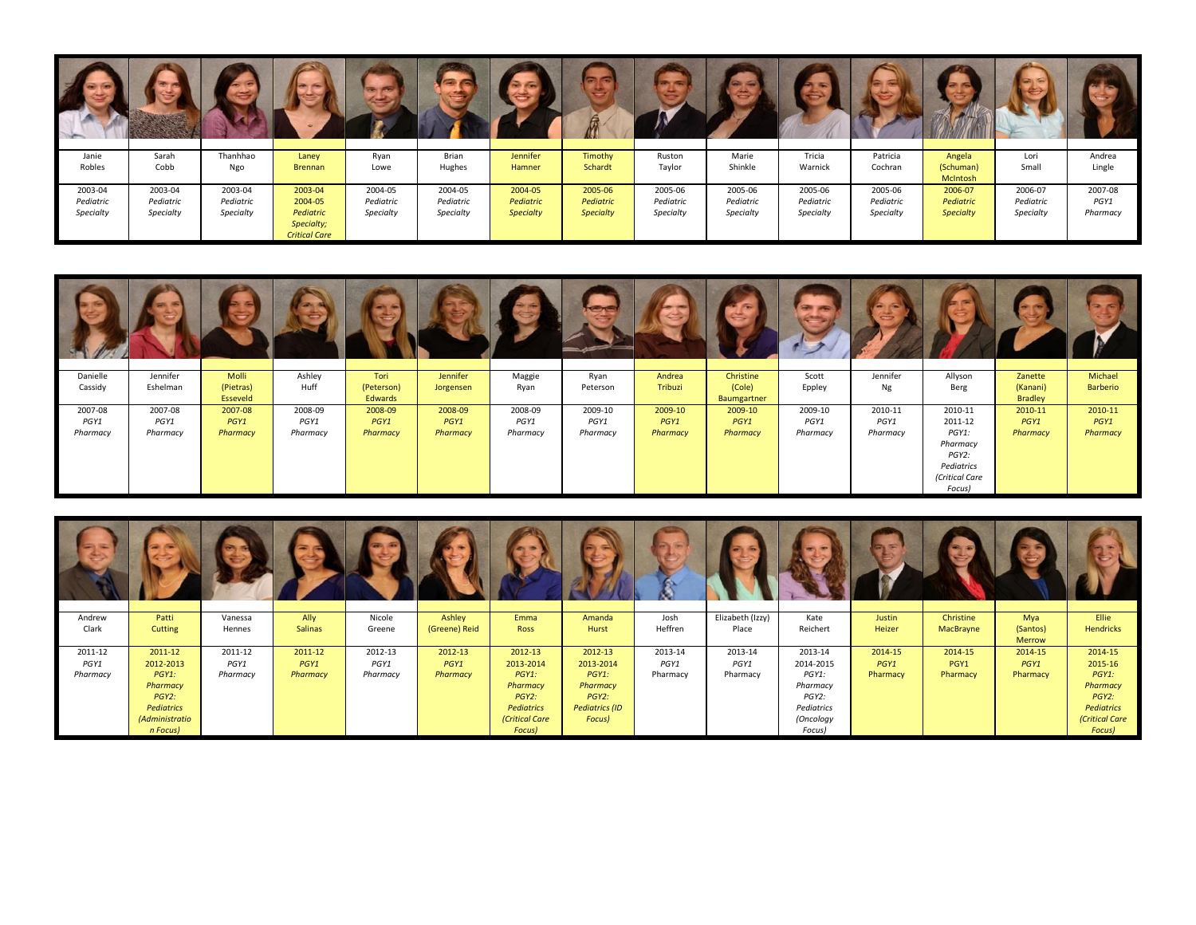| Janie Robles | Sarah Cobb | Thanhhao Ngo | Laney Brennan | Ryan Lowe | Brian Hughes | Jennifer Hamner | Timothy Schardt | Ruston Taylor | Marie Shinkle | Tricia Warnick | Patricia Cochran | Angela (Schuman) McIntosh | Lori Small | Andrea Lingle |
|---|---|---|---|---|---|---|---|---|---|---|---|---|---|---|
| 2003-04 *Pediatric Specialty* | 2003-04 *Pediatric Specialty* | 2003-04 *Pediatric Specialty* | 2003-04 2004-05 *Pediatric Specialty; Critical Care* | 2004-05 *Pediatric Specialty* | 2004-05 *Pediatric Specialty* | 2004-05 *Pediatric Specialty* | 2005-06 *Pediatric Specialty* | 2005-06 *Pediatric Specialty* | 2005-06 *Pediatric Specialty* | 2005-06 *Pediatric Specialty* | 2005-06 *Pediatric Specialty* | 2006-07 *Pediatric Specialty* | 2006-07 *Pediatric Specialty* | 2007-08 *PGY1 Pharmacy* |

| Danielle Cassidy | Jennifer Eshelman | Molli (Pietras) Esseveld | Ashley Huff | Tori (Peterson) Edwards | Jennifer Jorgensen | Maggie Ryan | Ryan Peterson | Andrea Tribuzi | Christine (Cole) Baumgartner | Scott Eppley | Jennifer Ng | Allyson Berg | Zanette (Kanani) Bradley | Michael Barberio |
|---|---|---|---|---|---|---|---|---|---|---|---|---|---|---|
| 2007-08 *PGY1 Pharmacy* | 2007-08 *PGY1 Pharmacy* | 2007-08 *PGY1 Pharmacy* | 2008-09 *PGY1 Pharmacy* | 2008-09 *PGY1 Pharmacy* | 2008-09 *PGY1 Pharmacy* | 2008-09 *PGY1 Pharmacy* | 2009-10 *PGY1 Pharmacy* | 2009-10 *PGY1 Pharmacy* | 2009-10 *PGY1 Pharmacy* | 2009-10 *PGY1 Pharmacy* | 2010-11 *PGY1 Pharmacy* | 2010-11 2011-12 *PGY1: Pharmacy PGY2: Pediatrics (Critical Care Focus)* | 2010-11 *PGY1 Pharmacy* | 2010-11 *PGY1 Pharmacy* |

| Andrew Clark | Patti Cutting | Vanessa Hennes | Ally Salinas | Nicole Greene | Ashley (Greene) Reid | Emma Ross | Amanda Hurst | Josh Heffren | Elizabeth (Izzy) Place | Kate Reichert | Justin Heizer | Christine MacBrayne | Mya (Santos) Merrow | Ellie Hendricks |
|---|---|---|---|---|---|---|---|---|---|---|---|---|---|---|
| 2011-12 *PGY1 Pharmacy* | 2011-12 2012-2013 *PGY1: Pharmacy PGY2: Pediatrics (Administration Focus)* | 2011-12 *PGY1 Pharmacy* | 2011-12 *PGY1 Pharmacy* | 2012-13 *PGY1 Pharmacy* | 2012-13 *PGY1 Pharmacy* | 2012-13 2013-2014 *PGY1: Pharmacy PGY2: Pediatrics (Critical Care Focus)* | 2012-13 2013-2014 *PGY1: Pharmacy PGY2: Pediatrics (ID Focus)* | 2013-14 PGY1 Pharmacy | 2013-14 PGY1 Pharmacy | 2013-14 2014-2015 *PGY1: Pharmacy PGY2: Pediatrics (Oncology Focus)* | 2014-15 PGY1 Pharmacy | 2014-15 PGY1 Pharmacy | 2014-15 PGY1 Pharmacy | 2014-15 2015-16 *PGY1: Pharmacy PGY2: Pediatrics (Critical Care Focus)* |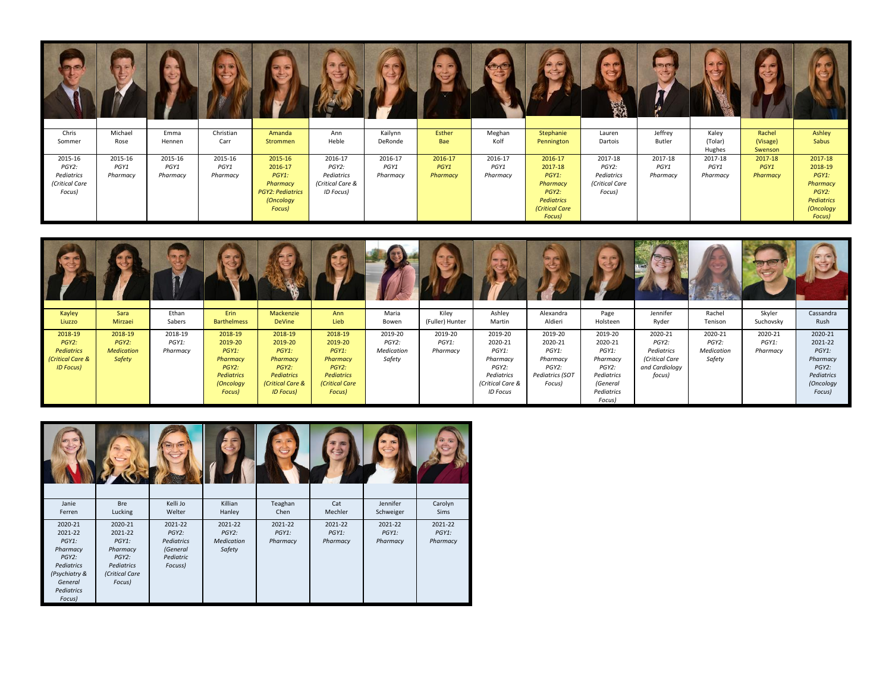| Chris Sommer | Michael Rose | Emma Hennen | Christian Carr | Amanda Strommen | Ann Heble | Kailynn DeRonde | Esther Bae | Meghan Kolf | Stephanie Pennington | Lauren Dartois | Jeffrey Butler | Kaley (Tolar) Hughes | Rachel (Visage) Swenson | Ashley Sabus |
|---|---|---|---|---|---|---|---|---|---|---|---|---|---|---|
| 2015-16 *PGY2: Pediatrics (Critical Care Focus)* | 2015-16 *PGY1 Pharmacy* | 2015-16 *PGY1 Pharmacy* | 2015-16 *PGY1 Pharmacy* | 2015-16 2016-17 *PGY1: Pharmacy PGY2: Pediatrics (Oncology Focus)* | 2016-17 *PGY2: Pediatrics (Critical Care & ID Focus)* | 2016-17 *PGY1 Pharmacy* | 2016-17 *PGY1 Pharmacy* | 2016-17 *PGY1 Pharmacy* | 2016-17 2017-18 *PGY1: Pharmacy PGY2: Pediatrics (Critical Care Focus)* | 2017-18 *PGY2: Pediatrics (Critical Care Focus)* | 2017-18 *PGY1 Pharmacy* | 2017-18 *PGY1 Pharmacy* | 2017-18 *PGY1 Pharmacy* | 2017-18 2018-19 *PGY1: Pharmacy PGY2: Pediatrics (Oncology Focus)* |

| Kayley Liuzzo | Sara Mirzaei | Ethan Sabers | Erin Barthelmess | Mackenzie DeVine | Ann Lieb | Maria Bowen | Kiley (Fuller) Hunter | Ashley Martin | Alexandra Aldieri | Page Holsteen | Jennifer Ryder | Rachel Tenison | Skyler Suchovsky | Cassandra Rush |
|---|---|---|---|---|---|---|---|---|---|---|---|---|---|---|
| 2018-19 *PGY2: Pediatrics (Critical Care & ID Focus)* | 2018-19 *PGY2: Medication Safety* | 2018-19 *PGY1: Pharmacy* | 2018-19 2019-20 *PGY1: Pharmacy PGY2: Pediatrics (Oncology Focus)* | 2018-19 2019-20 *PGY1: Pharmacy PGY2: Pediatrics (Critical Care & ID Focus)* | 2018-19 2019-20 *PGY1: Pharmacy PGY2: Pediatrics (Critical Care Focus)* | 2019-20 *PGY2: Medication Safety* | 2019-20 *PGY1: Pharmacy* | 2019-20 2020-21 *PGY1: Pharmacy PGY2: Pediatrics (Critical Care & ID Focus* | 2019-20 2020-21 *PGY1: Pharmacy PGY2: Pediatrics (SOT Focus)* | 2019-20 2020-21 *PGY1: Pharmacy PGY2: Pediatrics (General Pediatrics Focus)* | 2020-21 *PGY2: Pediatrics (Critical Care and Cardiology focus)* | 2020-21 *PGY2: Medication Safety* | 2020-21 *PGY1: Pharmacy* | 2020-21 2021-22 *PGY1: Pharmacy PGY2: Pediatrics (Oncology Focus)* |

| Janie Ferren | Bre Lucking | Kelli Jo Welter | Killian Hanley | Teaghan Chen | Cat Mechler | Jennifer Schweiger | Carolyn Sims |
|---|---|---|---|---|---|---|---|
| 2020-21 2021-22 *PGY1: Pharmacy PGY2: Pediatrics (Psychiatry & General Pediatrics Focus)* | 2020-21 2021-22 *PGY1: Pharmacy PGY2: Pediatrics (Critical Care Focus)* | 2021-22 *PGY2: Pediatrics (General Pediatric Focus)* | 2021-22 *PGY2: Medication Safety* | 2021-22 *PGY1: Pharmacy* | 2021-22 *PGY1: Pharmacy* | 2021-22 *PGY1: Pharmacy* | 2021-22 *PGY1: Pharmacy* |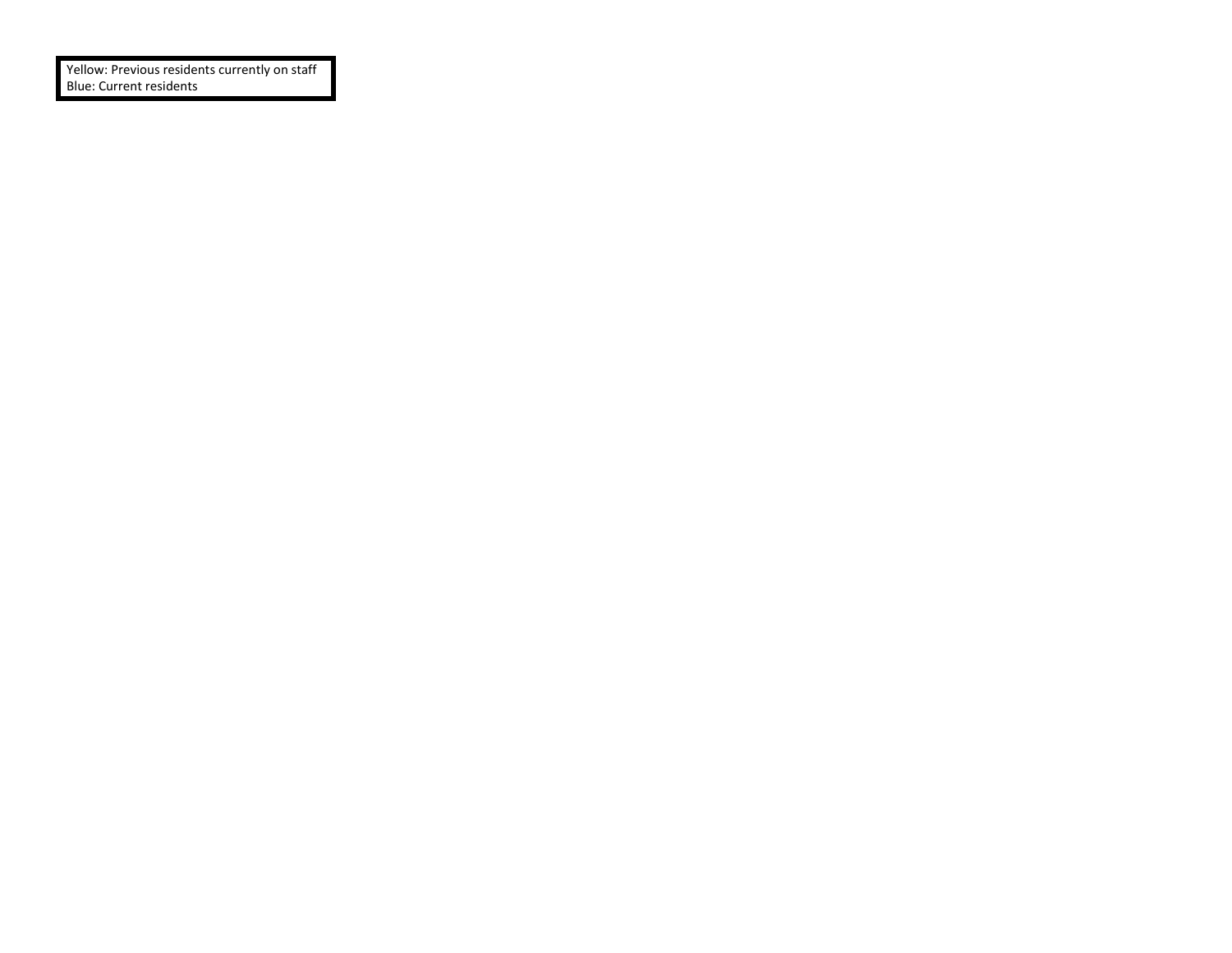Yellow: Previous residents currently on staff
Blue: Current residents